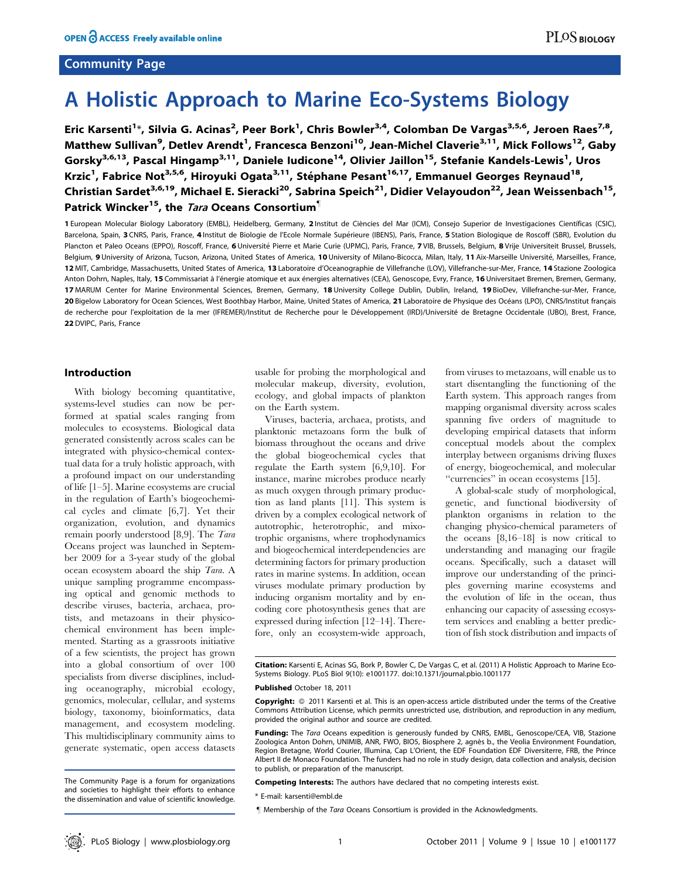Community Page

# A Holistic Approach to Marine Eco-Systems Biology

**Eric Karsenti[1]*, Silvia G. Acinas[2], Peer Bork[1], Chris Bowler[3,4], Colomban De Vargas[3,5,6], Jeroen Raes[7,8], Matthew Sullivan[9], Detlev Arendt[1], Francesca Benzoni[10], Jean-Michel Claverie[3,11], Mick Follows[12], Gaby Gorsky[3,6,13], Pascal Hingamp[3,11], Daniele Iudicone[14], Olivier Jaillon[15], Stefanie Kandels-Lewis[1], Uros Krzic[1], Fabrice Not[3,5,6], Hiroyuki Ogata[3,11], Stéphane Pesant[16,17], Emmanuel Georges Reynaud[18], Christian Sardet[3,6,19], Michael E. Sieracki[20], Sabrina Speich[21], Didier Velayoudon[22], Jean Weissenbach[15], Patrick Wincker[15], the *Tara* Oceans Consortium¶**

**1** European Molecular Biology Laboratory (EMBL), Heidelberg, Germany, **2** Institut de Ciències del Mar (ICM), Consejo Superior de Investigaciones Científicas (CSIC), Barcelona, Spain, **3** CNRS, Paris, France, **4** Institut de Biologie de l'Ecole Normale Supérieure (IBENS), Paris, France, **5** Station Biologique de Roscoff (SBR), Evolution du Plancton et Paleo Oceans (EPPO), Roscoff, France, **6** Université Pierre et Marie Curie (UPMC), Paris, France, **7** VIB, Brussels, Belgium, **8** Vrije Universiteit Brussel, Brussels, Belgium, **9** University of Arizona, Tucson, Arizona, United States of America, **10** University of Milano-Bicocca, Milan, Italy, **11** Aix-Marseille Université, Marseilles, France, **12** MIT, Cambridge, Massachusetts, United States of America, **13** Laboratoire d'Oceanographie de Villefranche (LOV), Villefranche-sur-Mer, France, **14** Stazione Zoologica Anton Dohrn, Naples, Italy, **15** Commissariat à l'énergie atomique et aux énergies alternatives (CEA), Genoscope, Evry, France, **16** Universitaet Bremen, Bremen, Germany, **17** MARUM Center for Marine Environmental Sciences, Bremen, Germany, **18** University College Dublin, Dublin, Ireland, **19** BioDev, Villefranche-sur-Mer, France, **20** Bigelow Laboratory for Ocean Sciences, West Boothbay Harbor, Maine, United States of America, **21** Laboratoire de Physique des Océans (LPO), CNRS/Institut français de recherche pour l'exploitation de la mer (IFREMER)/Institut de Recherche pour le Développement (IRD)/Université de Bretagne Occidentale (UBO), Brest, France, **22** DVIPC, Paris, France

## Introduction

With biology becoming quantitative, systems-level studies can now be performed at spatial scales ranging from molecules to ecosystems. Biological data generated consistently across scales can be integrated with physico-chemical contextual data for a truly holistic approach, with a profound impact on our understanding of life [1–5]. Marine ecosystems are crucial in the regulation of Earth's biogeochemical cycles and climate [6,7]. Yet their organization, evolution, and dynamics remain poorly understood [8,9]. The *Tara* Oceans project was launched in September 2009 for a 3-year study of the global ocean ecosystem aboard the ship *Tara*. A unique sampling programme encompassing optical and genomic methods to describe viruses, bacteria, archaea, protists, and metazoans in their physicochemical environment has been implemented. Starting as a grassroots initiative of a few scientists, the project has grown into a global consortium of over 100 specialists from diverse disciplines, including oceanography, microbial ecology, genomics, molecular, cellular, and systems biology, taxonomy, bioinformatics, data management, and ecosystem modeling. This multidisciplinary community aims to generate systematic, open access datasets usable for probing the morphological and molecular makeup, diversity, evolution, ecology, and global impacts of plankton on the Earth system.

Viruses, bacteria, archaea, protists, and planktonic metazoans form the bulk of biomass throughout the oceans and drive the global biogeochemical cycles that regulate the Earth system [6,9,10]. For instance, marine microbes produce nearly as much oxygen through primary production as land plants [11]. This system is driven by a complex ecological network of autotrophic, heterotrophic, and mixotrophic organisms, where trophodynamics and biogeochemical interdependencies are determining factors for primary production rates in marine systems. In addition, ocean viruses modulate primary production by inducing organism mortality and by encoding core photosynthesis genes that are expressed during infection [12–14]. Therefore, only an ecosystem-wide approach, from viruses to metazoans, will enable us to start disentangling the functioning of the Earth system. This approach ranges from mapping organismal diversity across scales spanning five orders of magnitude to developing empirical datasets that inform conceptual models about the complex interplay between organisms driving fluxes of energy, biogeochemical, and molecular "currencies" in ocean ecosystems [15].

A global-scale study of morphological, genetic, and functional biodiversity of plankton organisms in relation to the changing physico-chemical parameters of the oceans [8,16–18] is now critical to understanding and managing our fragile oceans. Specifically, such a dataset will improve our understanding of the principles governing marine ecosystems and the evolution of life in the ocean, thus enhancing our capacity of assessing ecosystem services and enabling a better prediction of fish stock distribution and impacts of

The Community Page is a forum for organizations and societies to highlight their efforts to enhance the dissemination and value of scientific knowledge.

**Citation:** Karsenti E, Acinas SG, Bork P, Bowler C, De Vargas C, et al. (2011) A Holistic Approach to Marine Eco-Systems Biology. PLoS Biol 9(10): e1001177. doi:10.1371/journal.pbio.1001177

**Published** October 18, 2011

**Copyright:** © 2011 Karsenti et al. This is an open-access article distributed under the terms of the Creative Commons Attribution License, which permits unrestricted use, distribution, and reproduction in any medium, provided the original author and source are credited.

**Funding:** The *Tara* Oceans expedition is generously funded by CNRS, EMBL, Genoscope/CEA, VIB, Stazione Zoologica Anton Dohrn, UNIMIB, ANR, FWO, BIO5, Biosphere 2, agnès b., the Veolia Environment Foundation, Region Bretagne, World Courier, Illumina, Cap L'Orient, the EDF Foundation EDF Diversiterre, FRB, the Prince Albert II de Monaco Foundation. The funders had no role in study design, data collection and analysis, decision to publish, or preparation of the manuscript.

**Competing Interests:** The authors have declared that no competing interests exist.

* E-mail: karsenti@embl.de

¶ Membership of the *Tara* Oceans Consortium is provided in the Acknowledgments.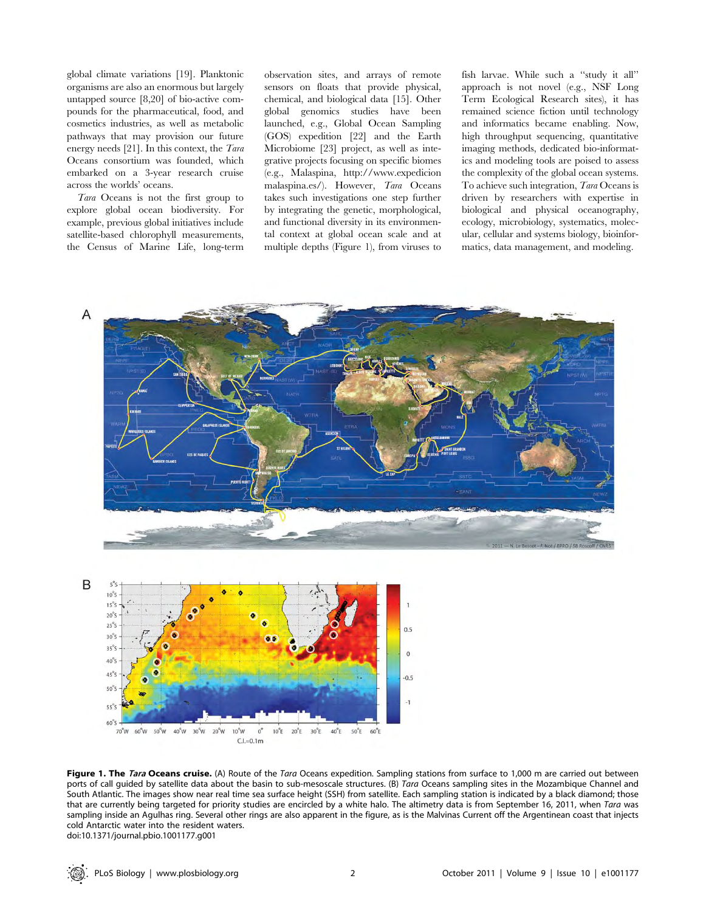global climate variations [19]. Planktonic organisms are also an enormous but largely untapped source [8,20] of bio-active compounds for the pharmaceutical, food, and cosmetics industries, as well as metabolic pathways that may provision our future energy needs [21]. In this context, the *Tara* Oceans consortium was founded, which embarked on a 3-year research cruise across the worlds' oceans.

*Tara* Oceans is not the first group to explore global ocean biodiversity. For example, previous global initiatives include satellite-based chlorophyll measurements, the Census of Marine Life, long-term observation sites, and arrays of remote sensors on floats that provide physical, chemical, and biological data [15]. Other global genomics studies have been launched, e.g., Global Ocean Sampling (GOS) expedition [22] and the Earth Microbiome [23] project, as well as integrative projects focusing on specific biomes (e.g., Malaspina, http://www.expedicionmalaspina.es/). However, *Tara* Oceans takes such investigations one step further by integrating the genetic, morphological, and functional diversity in its environmental context at global ocean scale and at multiple depths (Figure 1), from viruses to fish larvae. While such a "study it all" approach is not novel (e.g., NSF Long Term Ecological Research sites), it has remained science fiction until technology and informatics became enabling. Now, high throughput sequencing, quantitative imaging methods, dedicated bio-informatics and modeling tools are poised to assess the complexity of the global ocean systems. To achieve such integration, *Tara* Oceans is driven by researchers with expertise in biological and physical oceanography, ecology, microbiology, systematics, molecular, cellular and systems biology, bioinformatics, data management, and modeling.

**Figure 1. The *Tara* Oceans cruise.** (A) Route of the *Tara* Oceans expedition. Sampling stations from surface to 1,000 m are carried out between ports of call guided by satellite data about the basin to sub-mesoscale structures. (B) *Tara* Oceans sampling sites in the Mozambique Channel and South Atlantic. The images show near real time sea surface height (SSH) from satellite. Each sampling station is indicated by a black diamond; those that are currently being targeted for priority studies are encircled by a white halo. The altimetry data is from September 16, 2011, when *Tara* was sampling inside an Agulhas ring. Several other rings are also apparent in the figure, as is the Malvinas Current off the Argentinean coast that injects cold Antarctic water into the resident waters.
doi:10.1371/journal.pbio.1001177.g001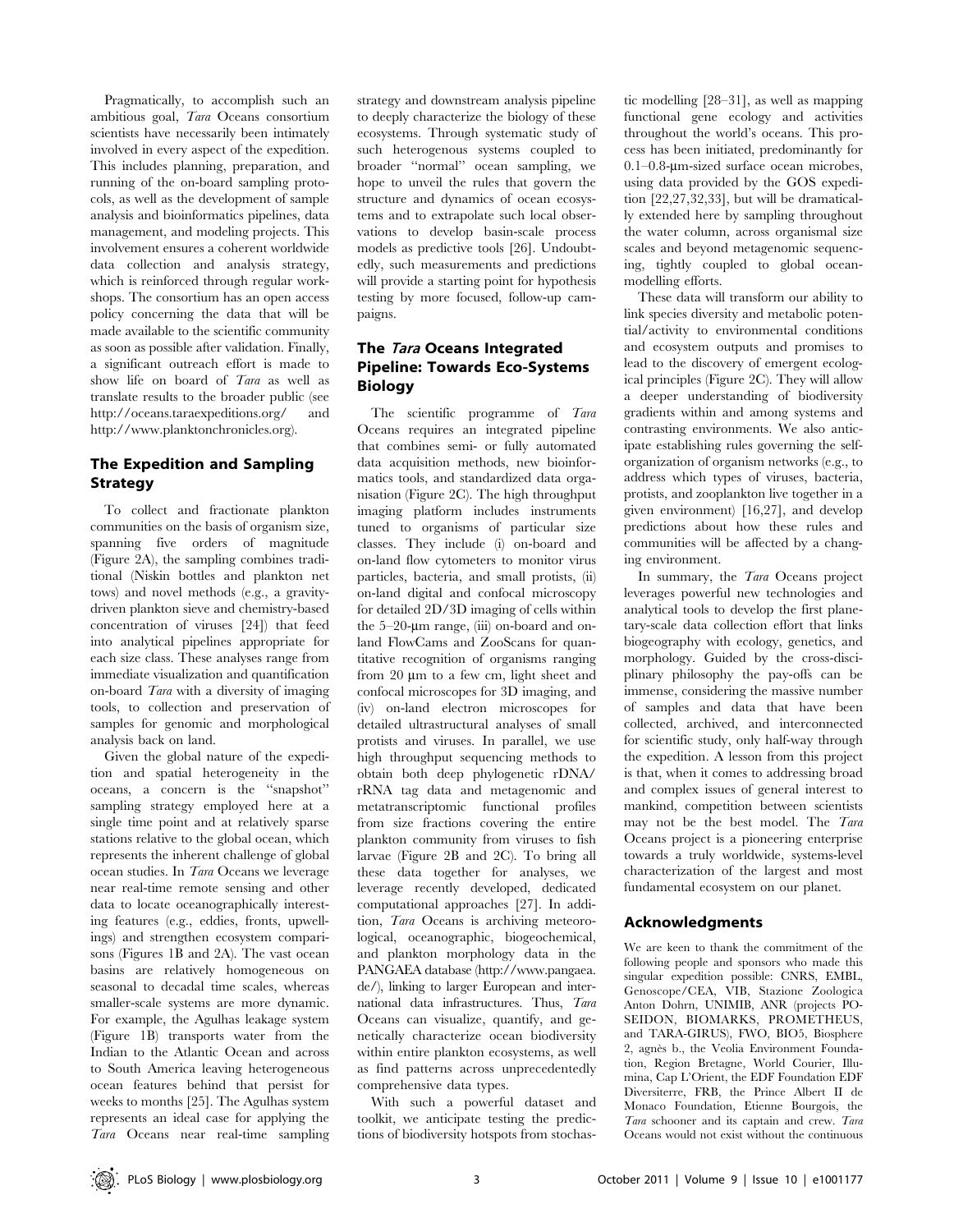Pragmatically, to accomplish such an ambitious goal, *Tara* Oceans consortium scientists have necessarily been intimately involved in every aspect of the expedition. This includes planning, preparation, and running of the on-board sampling protocols, as well as the development of sample analysis and bioinformatics pipelines, data management, and modeling projects. This involvement ensures a coherent worldwide data collection and analysis strategy, which is reinforced through regular workshops. The consortium has an open access policy concerning the data that will be made available to the scientific community as soon as possible after validation. Finally, a significant outreach effort is made to show life on board of *Tara* as well as translate results to the broader public (see http://oceans.taraexpeditions.org/ and http://www.planktonchronicles.org).

## The Expedition and Sampling Strategy

To collect and fractionate plankton communities on the basis of organism size, spanning five orders of magnitude (Figure 2A), the sampling combines traditional (Niskin bottles and plankton net tows) and novel methods (e.g., a gravity-driven plankton sieve and chemistry-based concentration of viruses [24]) that feed into analytical pipelines appropriate for each size class. These analyses range from immediate visualization and quantification on-board *Tara* with a diversity of imaging tools, to collection and preservation of samples for genomic and morphological analysis back on land.

Given the global nature of the expedition and spatial heterogeneity in the oceans, a concern is the "snapshot" sampling strategy employed here at a single time point and at relatively sparse stations relative to the global ocean, which represents the inherent challenge of global ocean studies. In *Tara* Oceans we leverage near real-time remote sensing and other data to locate oceanographically interesting features (e.g., eddies, fronts, upwellings) and strengthen ecosystem comparisons (Figures 1B and 2A). The vast ocean basins are relatively homogeneous on seasonal to decadal time scales, whereas smaller-scale systems are more dynamic. For example, the Agulhas leakage system (Figure 1B) transports water from the Indian to the Atlantic Ocean and across to South America leaving heterogeneous ocean features behind that persist for weeks to months [25]. The Agulhas system represents an ideal case for applying the *Tara* Oceans near real-time sampling strategy and downstream analysis pipeline to deeply characterize the biology of these ecosystems. Through systematic study of such heterogenous systems coupled to broader "normal" ocean sampling, we hope to unveil the rules that govern the structure and dynamics of ocean ecosystems and to extrapolate such local observations to develop basin-scale process models as predictive tools [26]. Undoubtedly, such measurements and predictions will provide a starting point for hypothesis testing by more focused, follow-up campaigns.

## The *Tara* Oceans Integrated Pipeline: Towards Eco-Systems Biology

The scientific programme of *Tara* Oceans requires an integrated pipeline that combines semi- or fully automated data acquisition methods, new bioinformatics tools, and standardized data organisation (Figure 2C). The high throughput imaging platform includes instruments tuned to organisms of particular size classes. They include (i) on-board and on-land flow cytometers to monitor virus particles, bacteria, and small protists, (ii) on-land digital and confocal microscopy for detailed 2D/3D imaging of cells within the 5–20-µm range, (iii) on-board and on-land FlowCams and ZooScans for quantitative recognition of organisms ranging from 20 µm to a few cm, light sheet and confocal microscopes for 3D imaging, and (iv) on-land electron microscopes for detailed ultrastructural analyses of small protists and viruses. In parallel, we use high throughput sequencing methods to obtain both deep phylogenetic rDNA/rRNA tag data and metagenomic and metatranscriptomic functional profiles from size fractions covering the entire plankton community from viruses to fish larvae (Figure 2B and 2C). To bring all these data together for analyses, we leverage recently developed, dedicated computational approaches [27]. In addition, *Tara* Oceans is archiving meteorological, oceanographic, biogeochemical, and plankton morphology data in the PANGAEA database (http://www.pangaea.de/), linking to larger European and international data infrastructures. Thus, *Tara* Oceans can visualize, quantify, and genetically characterize ocean biodiversity within entire plankton ecosystems, as well as find patterns across unprecedentedly comprehensive data types.

With such a powerful dataset and toolkit, we anticipate testing the predictions of biodiversity hotspots from stochastic modelling [28–31], as well as mapping functional gene ecology and activities throughout the world's oceans. This process has been initiated, predominantly for 0.1–0.8-µm-sized surface ocean microbes, using data provided by the GOS expedition [22,27,32,33], but will be dramatically extended here by sampling throughout the water column, across organismal size scales and beyond metagenomic sequencing, tightly coupled to global ocean-modelling efforts.

These data will transform our ability to link species diversity and metabolic potential/activity to environmental conditions and ecosystem outputs and promises to lead to the discovery of emergent ecological principles (Figure 2C). They will allow a deeper understanding of biodiversity gradients within and among systems and contrasting environments. We also anticipate establishing rules governing the self-organization of organism networks (e.g., to address which types of viruses, bacteria, protists, and zooplankton live together in a given environment) [16,27], and develop predictions about how these rules and communities will be affected by a changing environment.

In summary, the *Tara* Oceans project leverages powerful new technologies and analytical tools to develop the first planetary-scale data collection effort that links biogeography with ecology, genetics, and morphology. Guided by the cross-disciplinary philosophy the pay-offs can be immense, considering the massive number of samples and data that have been collected, archived, and interconnected for scientific study, only half-way through the expedition. A lesson from this project is that, when it comes to addressing broad and complex issues of general interest to mankind, competition between scientists may not be the best model. The *Tara* Oceans project is a pioneering enterprise towards a truly worldwide, systems-level characterization of the largest and most fundamental ecosystem on our planet.

## Acknowledgments

We are keen to thank the commitment of the following people and sponsors who made this singular expedition possible: CNRS, EMBL, Genoscope/CEA, VIB, Stazione Zoologica Anton Dohrn, UNIMIB, ANR (projects POSEIDON, BIOMARKS, PROMETHEUS, and TARA-GIRUS), FWO, BIO5, Biosphere 2, agnès b., the Veolia Environment Foundation, Region Bretagne, World Courier, Illumina, Cap L'Orient, the EDF Foundation EDF Diversiterre, FRB, the Prince Albert II de Monaco Foundation, Etienne Bourgois, the *Tara* schooner and its captain and crew. *Tara* Oceans would not exist without the continuous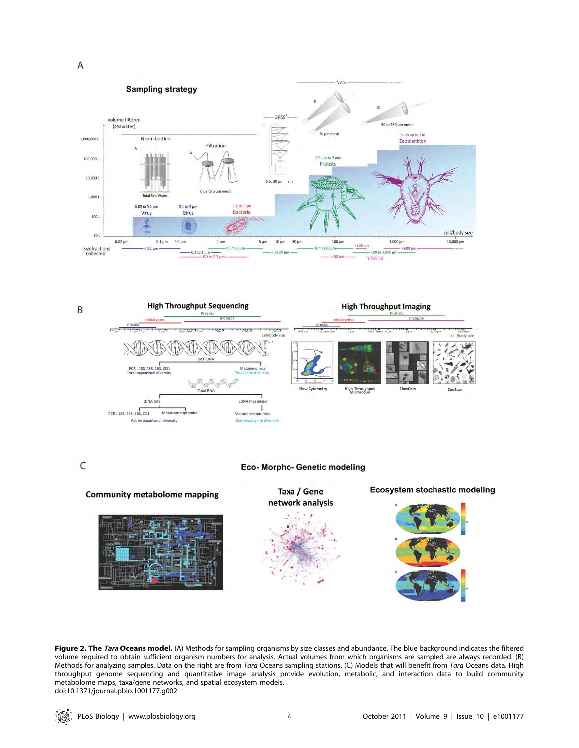**Figure 2. The *Tara* Oceans model.** (A) Methods for sampling organisms by size classes and abundance. The blue background indicates the filtered volume required to obtain sufficient organism numbers for analysis. Actual volumes from which organisms are sampled are always recorded. (B) Methods for analyzing samples. Data on the right are from *Tara* Oceans sampling stations. (C) Models that will benefit from *Tara* Oceans data. High throughput genome sequencing and quantitative image analysis provide evolution, metabolic, and interaction data to build community metabolome maps, taxa/gene networks, and spatial ecosystem models.
doi:10.1371/journal.pbio.1001177.g002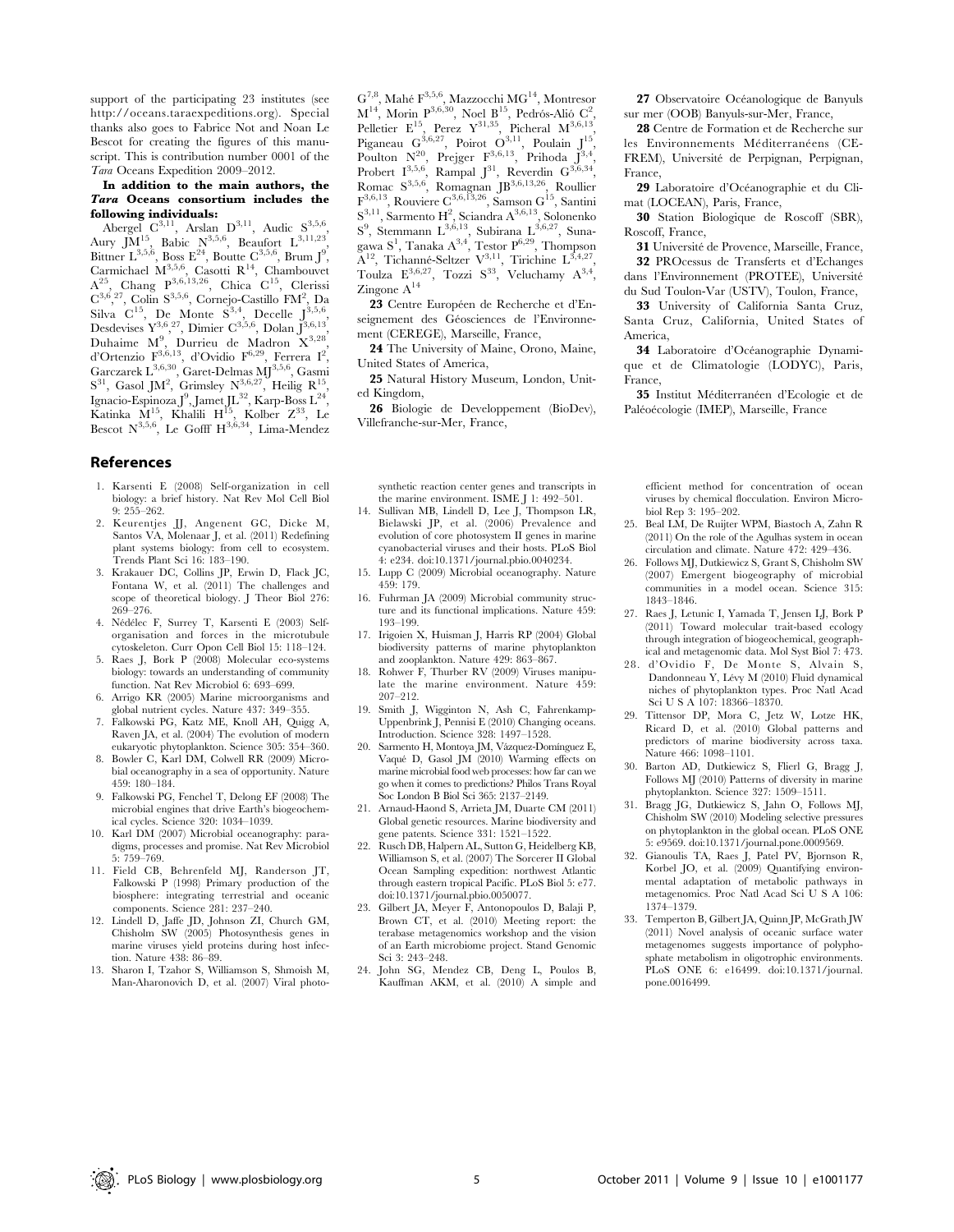support of the participating 23 institutes (see http://oceans.taraexpeditions.org). Special thanks also goes to Fabrice Not and Noan Le Bescot for creating the figures of this manuscript. This is contribution number 0001 of the *Tara* Oceans Expedition 2009–2012.

**In addition to the main authors, the *Tara* Oceans consortium includes the following individuals:**

Abergel C[3,11], Arslan D[3,11], Audic S[3,5,6], Aury JM[15], Babic N[3,5,6], Beaufort L[3,11,23], Bittner L[3,5,6], Boss E[24], Boutte C[3,5,6], Brum J[9], Carmichael M[3,5,6], Casotti R[14], Chambouvet A[25], Chang P[3,6,13,26], Chica C[15], Clerissi C[3,6,27], Colin S[3,5,6], Cornejo-Castillo FM[2], Da Silva C[15], De Monte S[3,4], Decelle J[3,5,6], Desdevises Y[3,6,27], Dimier C[3,5,6], Dolan J[3,6,13], Duhaime M[9], Durrieu de Madron X[3,28], d'Ortenzio F[3,6,13], d'Ovidio F[6,29], Ferrera I[2], Garczarek L[3,6,30], Garet-Delmas MJ[3,5,6], Gasmi S[31], Gasol JM[2], Grimsley N[3,6,27], Heilig R[15], Ignacio-Espinoza J[9], Jamet JL[32], Karp-Boss L[24], Katinka M[15], Khalili H[15], Kolber Z[33], Le Bescot N[3,5,6], Le Gofff H[3,6,34], Lima-Mendez G[7,8], Mahé F[3,5,6], Mazzocchi MG[14], Montresor M[14], Morin P[3,6,30], Noel B[15], Pedrós-Alió C[2], Pelletier E[15], Perez Y[31,35], Picheral M[3,6,13], Piganeau G[3,6,27], Poirot O[3,11], Poulain J[15], Poulton N[20], Prejger F[3,6,13], Prihoda J[3,4], Probert I[3,5,6], Rampal J[31], Reverdin G[3,6,34], Romac S[3,5,6], Romagnan JB[3,6,13,26], Roullier F[3,6,13], Rouviere C[3,6,13,26], Samson G[15], Santini S[3,11], Sarmento H[2], Sciandra A[3,6,13], Solonenko S[9], Stemmann L[3,6,13], Subirana L[3,6,27], Sunagawa S[1], Tanaka A[3,4], Testor P[6,29], Thompson A[12], Tichanné-Seltzer V[3,11], Tirichine L[3,4,27], Toulza E[3,6,27], Tozzi S[33], Veluchamy A[3,4], Zingone A[14]

**23** Centre Européen de Recherche et d'Enseignement des Géosciences de l'Environnement (CEREGE), Marseille, France,

**24** The University of Maine, Orono, Maine, United States of America,

**25** Natural History Museum, London, United Kingdom,

**26** Biologie de Developpement (BioDev), Villefranche-sur-Mer, France,

**27** Observatoire Océanologique de Banyuls sur mer (OOB) Banyuls-sur-Mer, France,

**28** Centre de Formation et de Recherche sur les Environnements Méditerranéens (CEFREM), Université de Perpignan, Perpignan, France,

**29** Laboratoire d'Océanographie et du Climat (LOCEAN), Paris, France,

**30** Station Biologique de Roscoff (SBR), Roscoff, France,

**31** Université de Provence, Marseille, France,

**32** PROcessus de Transferts et d'Echanges dans l'Environnement (PROTEE), Université du Sud Toulon-Var (USTV), Toulon, France,

**33** University of California Santa Cruz, Santa Cruz, California, United States of America,

**34** Laboratoire d'Océanographie Dynamique et de Climatologie (LODYC), Paris, France,

**35** Institut Méditerranéen d'Ecologie et de Paléoécologie (IMEP), Marseille, France

## References

1. Karsenti E (2008) Self-organization in cell biology: a brief history. Nat Rev Mol Cell Biol 9: 255–262.
2. Keurentjes JJ, Angenent GC, Dicke M, Santos VA, Molenaar J, et al. (2011) Redefining plant systems biology: from cell to ecosystem. Trends Plant Sci 16: 183–190.
3. Krakauer DC, Collins JP, Erwin D, Flack JC, Fontana W, et al. (2011) The challenges and scope of theoretical biology. J Theor Biol 276: 269–276.
4. Nédélec F, Surrey T, Karsenti E (2003) Self-organisation and forces in the microtubule cytoskeleton. Curr Opon Cell Biol 15: 118–124.
5. Raes J, Bork P (2008) Molecular eco-systems biology: towards an understanding of community function. Nat Rev Microbiol 6: 693–699.
6. Arrigo KR (2005) Marine microorganisms and global nutrient cycles. Nature 437: 349–355.
7. Falkowski PG, Katz ME, Knoll AH, Quigg A, Raven JA, et al. (2004) The evolution of modern eukaryotic phytoplankton. Science 305: 354–360.
8. Bowler C, Karl DM, Colwell RR (2009) Microbial oceanography in a sea of opportunity. Nature 459: 180–184.
9. Falkowski PG, Fenchel T, Delong EF (2008) The microbial engines that drive Earth's biogeochemical cycles. Science 320: 1034–1039.
10. Karl DM (2007) Microbial oceanography: paradigms, processes and promise. Nat Rev Microbiol 5: 759–769.
11. Field CB, Behrenfeld MJ, Randerson JT, Falkowski P (1998) Primary production of the biosphere: integrating terrestrial and oceanic components. Science 281: 237–240.
12. Lindell D, Jaffe JD, Johnson ZI, Church GM, Chisholm SW (2005) Photosynthesis genes in marine viruses yield proteins during host infection. Nature 438: 86–89.
13. Sharon I, Tzahor S, Williamson S, Shmoish M, Man-Aharonovich D, et al. (2007) Viral photosynthetic reaction center genes and transcripts in the marine environment. ISME J 1: 492–501.
14. Sullivan MB, Lindell D, Lee J, Thompson LR, Bielawski JP, et al. (2006) Prevalence and evolution of core photosystem II genes in marine cyanobacterial viruses and their hosts. PLoS Biol 4: e234. doi:10.1371/journal.pbio.0040234.
15. Lupp C (2009) Microbial oceanography. Nature 459: 179.
16. Fuhrman JA (2009) Microbial community structure and its functional implications. Nature 459: 193–199.
17. Irigoien X, Huisman J, Harris RP (2004) Global biodiversity patterns of marine phytoplankton and zooplankton. Nature 429: 863–867.
18. Rohwer F, Thurber RV (2009) Viruses manipulate the marine environment. Nature 459: 207–212.
19. Smith J, Wigginton N, Ash C, Fahrenkamp-Uppenbrink J, Pennisi E (2010) Changing oceans. Introduction. Science 328: 1497–1528.
20. Sarmento H, Montoya JM, Vázquez-Domínguez E, Vaqué D, Gasol JM (2010) Warming effects on marine microbial food web processes: how far can we go when it comes to predictions? Philos Trans Royal Soc London B Biol Sci 365: 2137–2149.
21. Arnaud-Haond S, Arrieta JM, Duarte CM (2011) Global genetic resources. Marine biodiversity and gene patents. Science 331: 1521–1522.
22. Rusch DB, Halpern AL, Sutton G, Heidelberg KB, Williamson S, et al. (2007) The Sorcerer II Global Ocean Sampling expedition: northwest Atlantic through eastern tropical Pacific. PLoS Biol 5: e77. doi:10.1371/journal.pbio.0050077.
23. Gilbert JA, Meyer F, Antonopoulos D, Balaji P, Brown CT, et al. (2010) Meeting report: the terabase metagenomics workshop and the vision of an Earth microbiome project. Stand Genomic Sci 3: 243–248.
24. John SG, Mendez CB, Deng L, Poulos B, Kauffman AKM, et al. (2010) A simple and efficient method for concentration of ocean viruses by chemical flocculation. Environ Microbiol Rep 3: 195–202.
25. Beal LM, De Ruijter WPM, Biastoch A, Zahn R (2011) On the role of the Agulhas system in ocean circulation and climate. Nature 472: 429–436.
26. Follows MJ, Dutkiewicz S, Grant S, Chisholm SW (2007) Emergent biogeography of microbial communities in a model ocean. Science 315: 1843–1846.
27. Raes J, Letunic I, Yamada T, Jensen LJ, Bork P (2011) Toward molecular trait-based ecology through integration of biogeochemical, geographical and metagenomic data. Mol Syst Biol 7: 473.
28. d'Ovidio F, De Monte S, Alvain S, Dandonneau Y, Lévy M (2010) Fluid dynamical niches of phytoplankton types. Proc Natl Acad Sci U S A 107: 18366–18370.
29. Tittensor DP, Mora C, Jetz W, Lotze HK, Ricard D, et al. (2010) Global patterns and predictors of marine biodiversity across taxa. Nature 466: 1098–1101.
30. Barton AD, Dutkiewicz S, Flierl G, Bragg J, Follows MJ (2010) Patterns of diversity in marine phytoplankton. Science 327: 1509–1511.
31. Bragg JG, Dutkiewicz S, Jahn O, Follows MJ, Chisholm SW (2010) Modeling selective pressures on phytoplankton in the global ocean. PLoS ONE 5: e9569. doi:10.1371/journal.pone.0009569.
32. Gianoulis TA, Raes J, Patel PV, Bjornson R, Korbel JO, et al. (2009) Quantifying environmental adaptation of metabolic pathways in metagenomics. Proc Natl Acad Sci U S A 106: 1374–1379.
33. Temperton B, Gilbert JA, Quinn JP, McGrath JW (2011) Novel analysis of oceanic surface water metagenomes suggests importance of polyphosphate metabolism in oligotrophic environments. PLoS ONE 6: e16499. doi:10.1371/journal.pone.0016499.